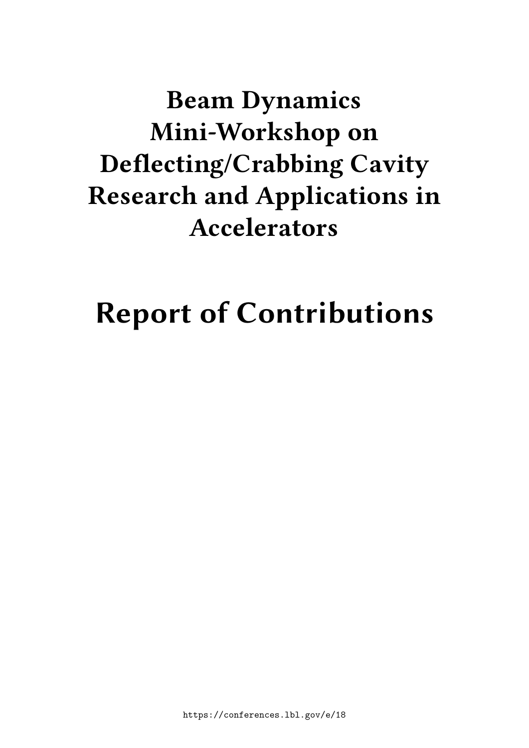# Beam Dynamics Mini-Workshop on Deflecting/Crabbing Cavity Research and Applications in Accelerators

# Report of Contributions

https://conferences.lbl.gov/e/18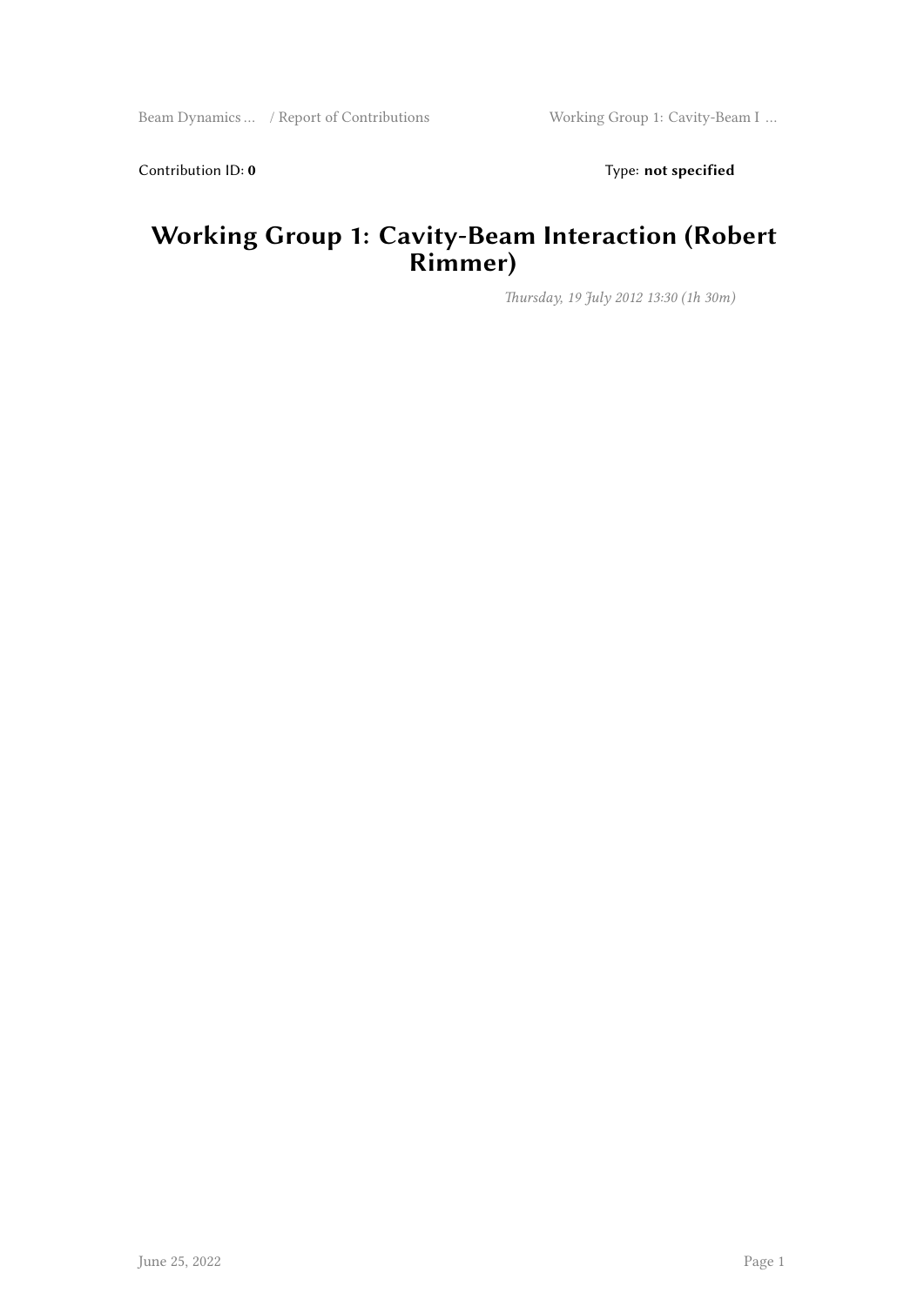Contribution ID: **0** Type: **not specified**

# Working Group 1: Cavity-Beam Interaction (Robert Rimmer)

*Thursday, 19 July 2012 13:30 (1h 30m)*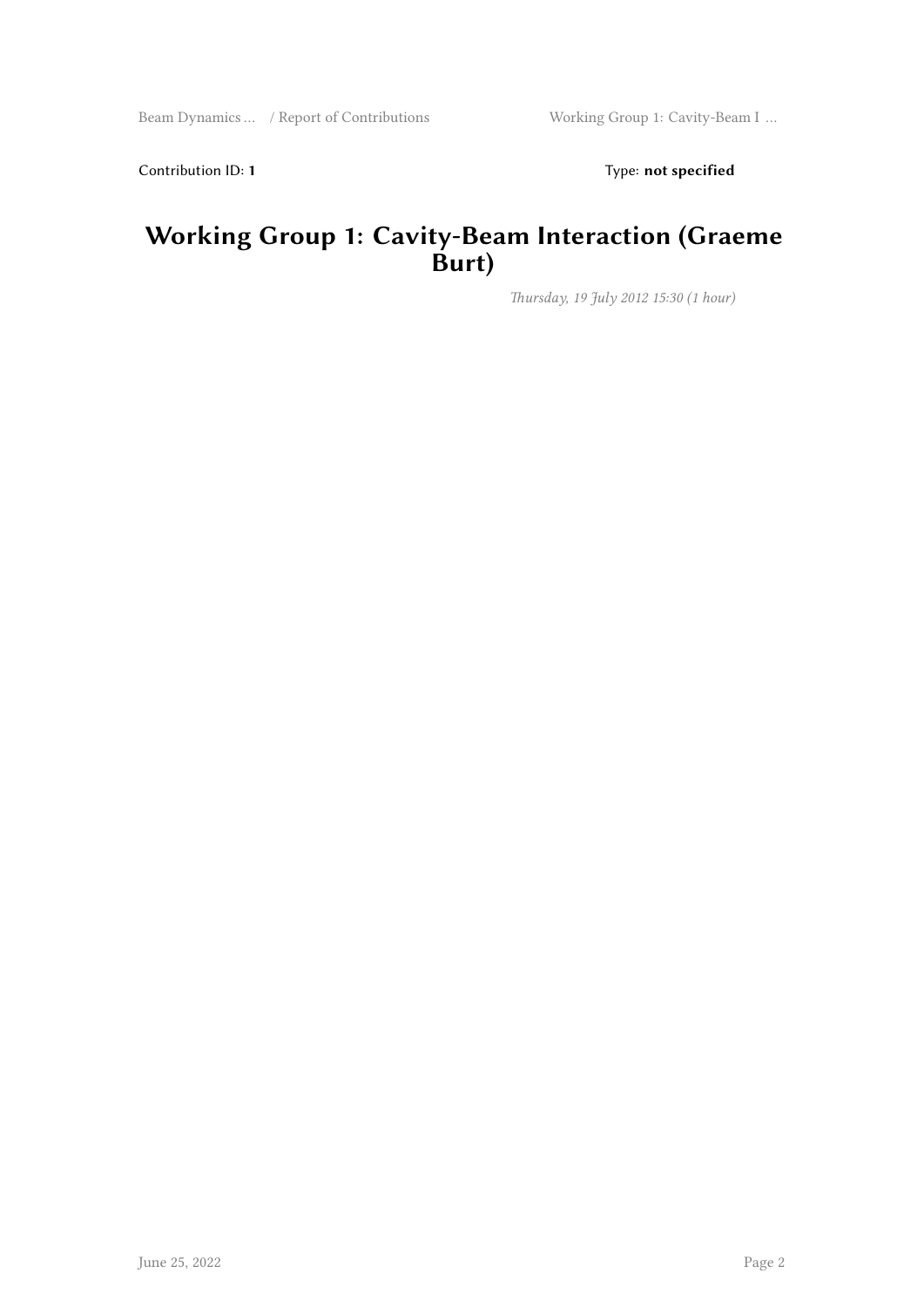Contribution ID: **1** Type: **not specified**

# Working Group 1: Cavity-Beam Interaction (Graeme Burt)

*Thursday, 19 July 2012 15:30 (1 hour)*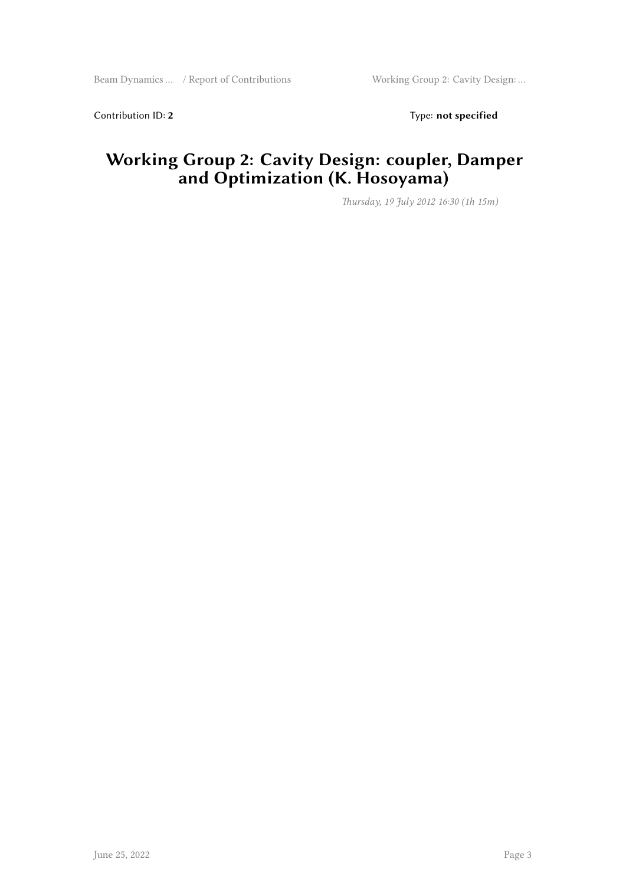Contribution ID: **2** Type: **not specified**

# Working Group 2: Cavity Design: coupler, Damper and Optimization (K. Hosoyama)

*Thursday, 19 July 2012 16:30 (1h 15m)*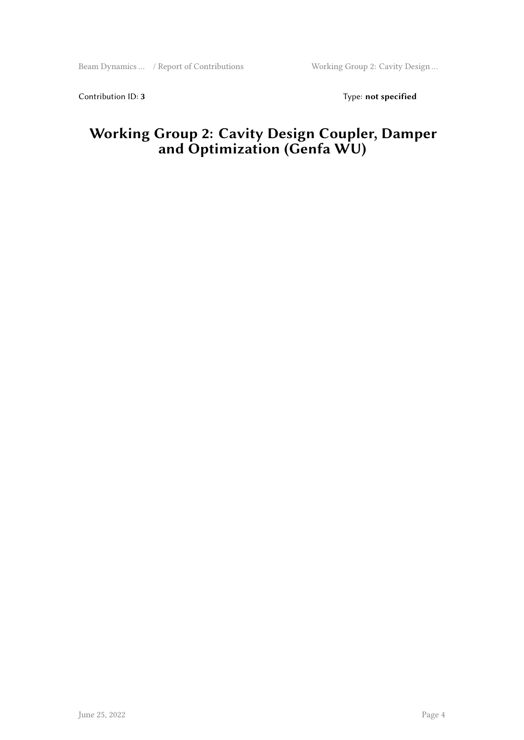Contribution ID: **3** Type: **not specified**

# Working Group 2: Cavity Design Coupler, Damper and Optimization (Genfa WU)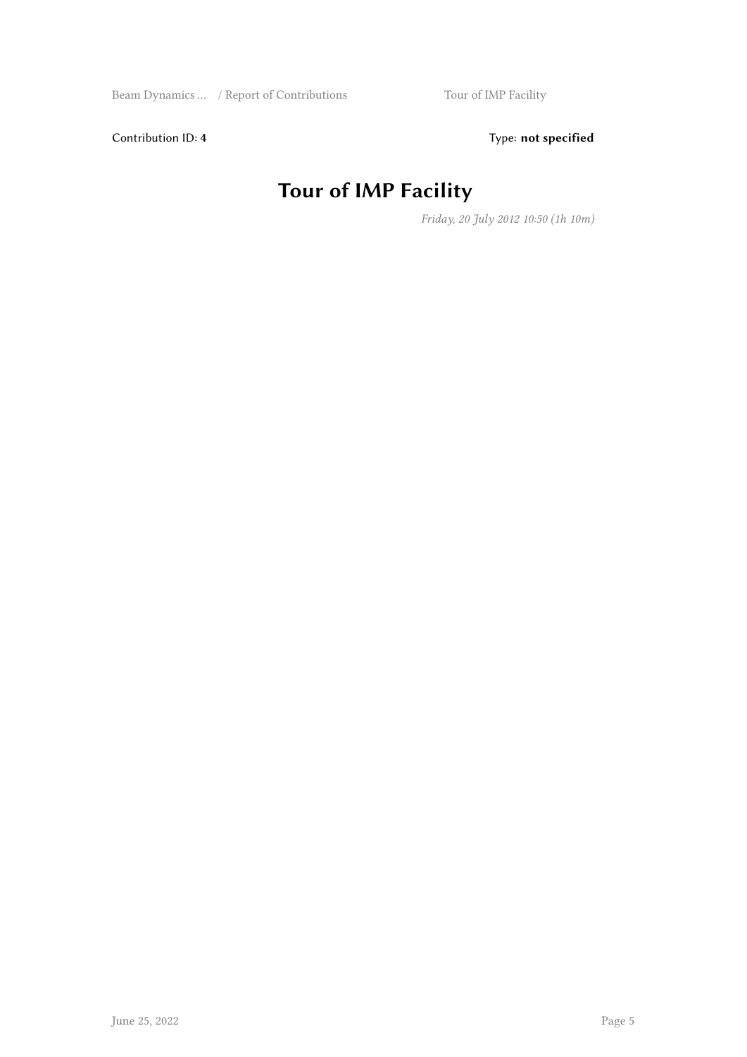Contribution ID: 4 Type: **not specified**

# Tour of IMP Facility

*Friday, 20 July 2012 10:50 (1h 10m)*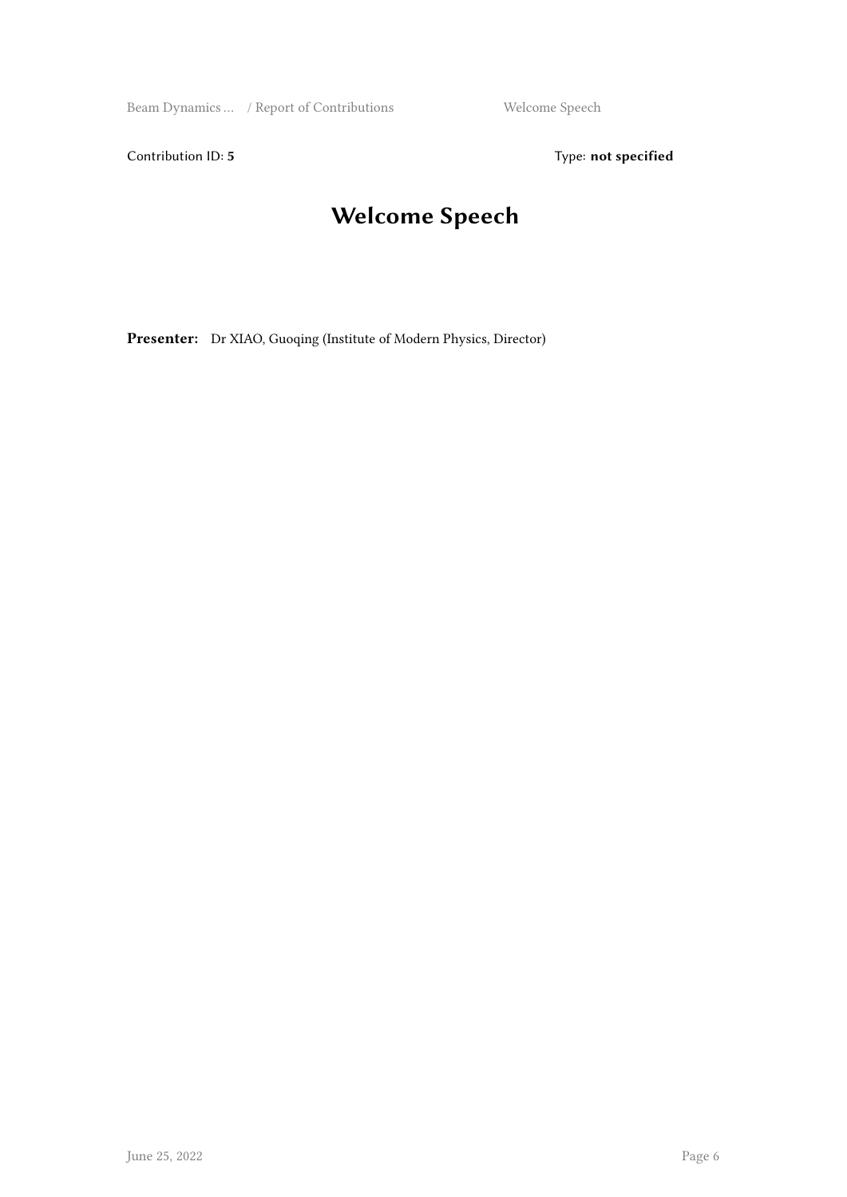Contribution ID: **5** Type: **not specified**

# Welcome Speech

**Presenter:** Dr XIAO, Guoqing (Institute of Modern Physics, Director)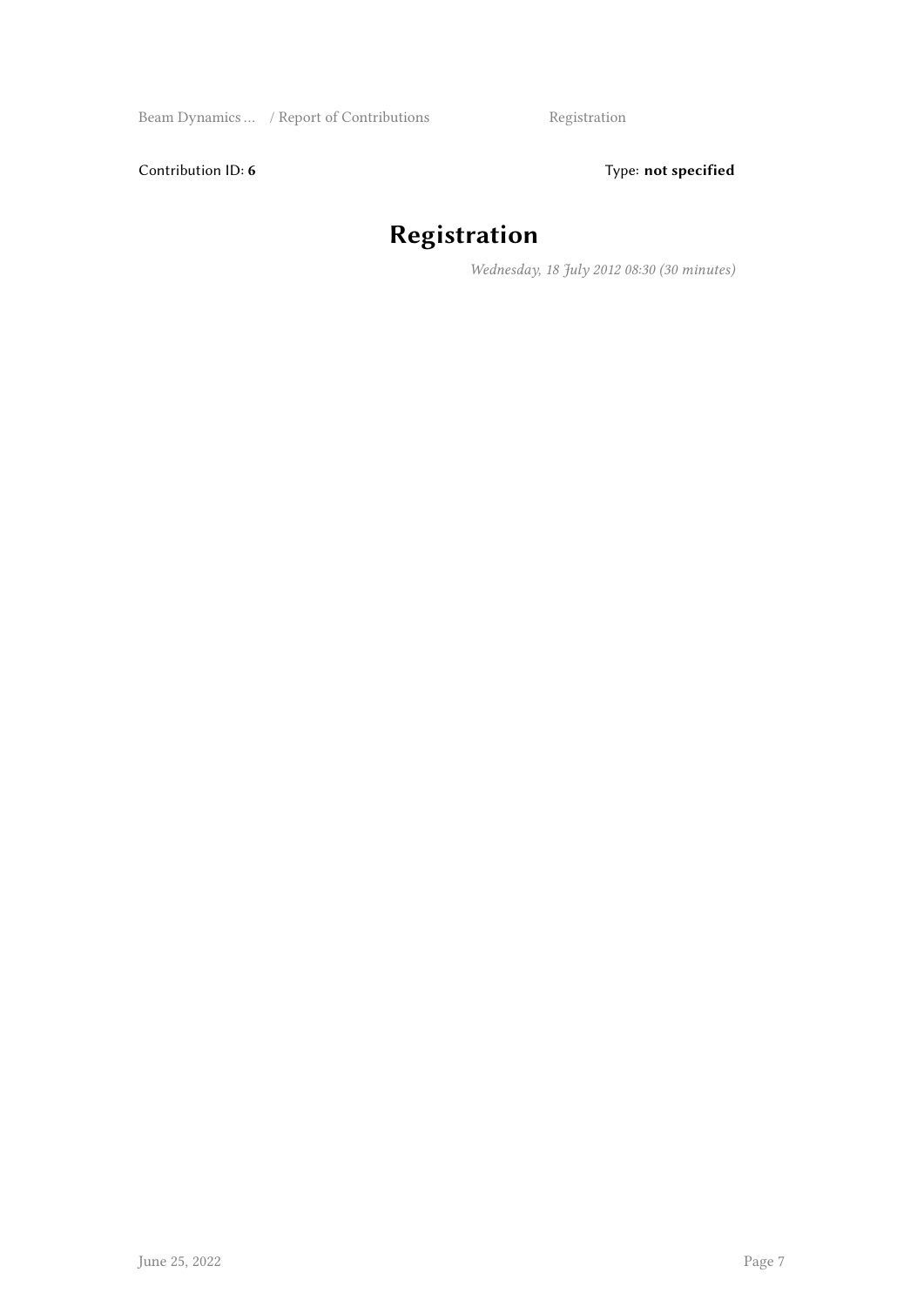Contribution ID: **6** Type: **not specified**

# Registration

*Wednesday, 18 July 2012 08:30 (30 minutes)*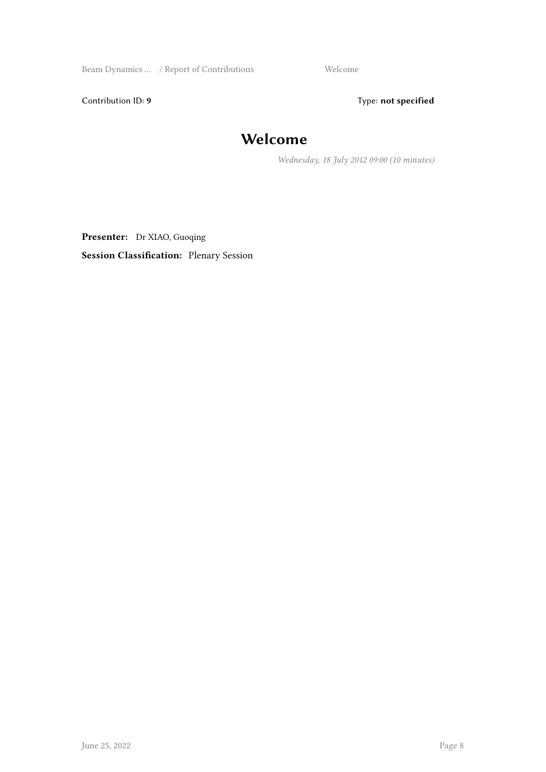Contribution ID: **9** Type: **not specified**

# Welcome

*Wednesday, 18 July 2012 09:00 (10 minutes)*

**Presenter:** Dr XIAO, Guoqing

**Session Classification:** Plenary Session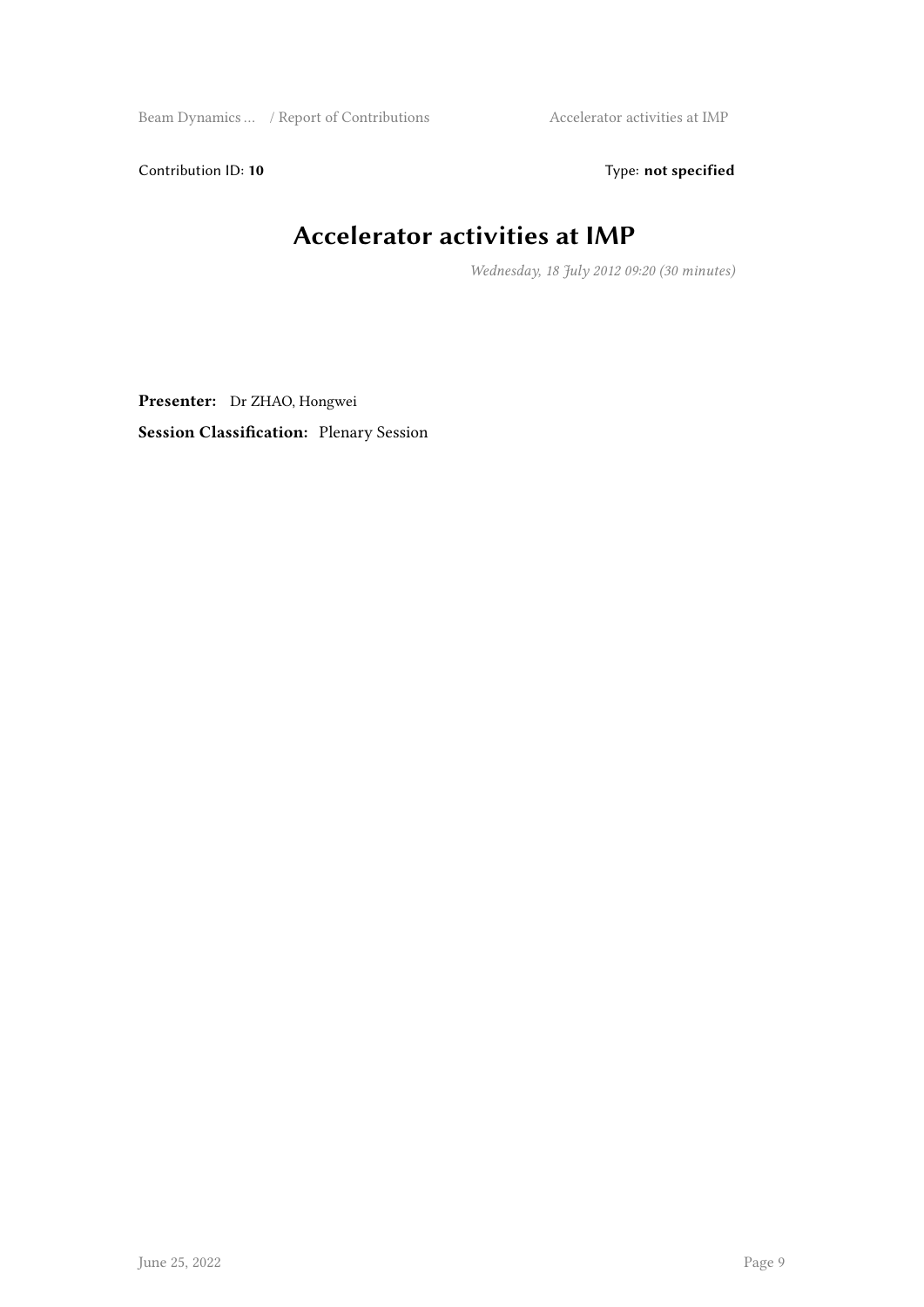Contribution ID: **10** Type: **not specified**

# Accelerator activities at IMP

*Wednesday, 18 July 2012 09:20 (30 minutes)*

**Presenter:** Dr ZHAO, Hongwei

**Session Classification:** Plenary Session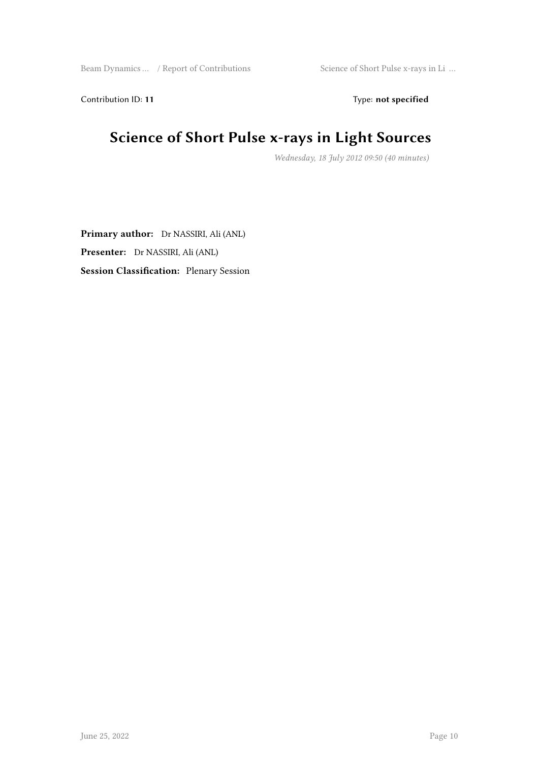Contribution ID: **11** Type: **not specified**

# Science of Short Pulse x-rays in Light Sources

*Wednesday, 18 July 2012 09:50 (40 minutes)*

**Primary author:** Dr NASSIRI, Ali (ANL)

**Presenter:** Dr NASSIRI, Ali (ANL)

**Session Classification:** Plenary Session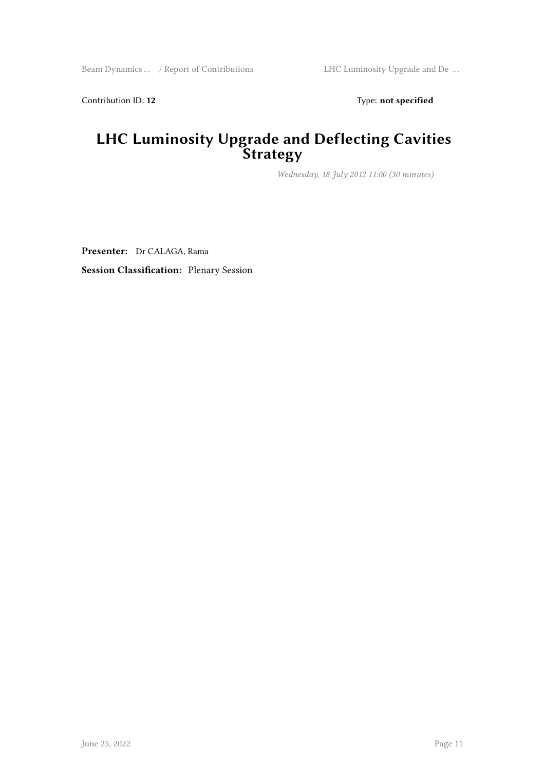Contribution ID: **12** Type: **not specified**

# LHC Luminosity Upgrade and Deflecting Cavities Strategy

*Wednesday, 18 July 2012 11:00 (30 minutes)*

**Presenter:** Dr CALAGA, Rama

**Session Classification:** Plenary Session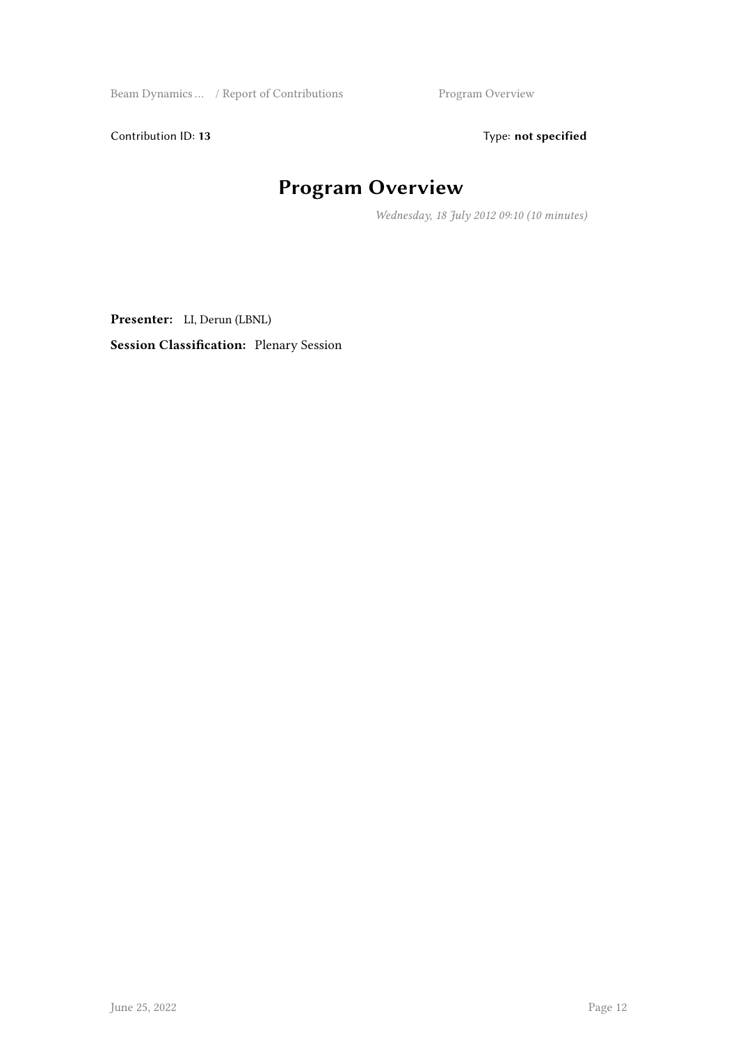Contribution ID: **13** Type: **not specified**

# Program Overview

*Wednesday, 18 July 2012 09:10 (10 minutes)*

**Presenter:** LI, Derun (LBNL)

**Session Classification:** Plenary Session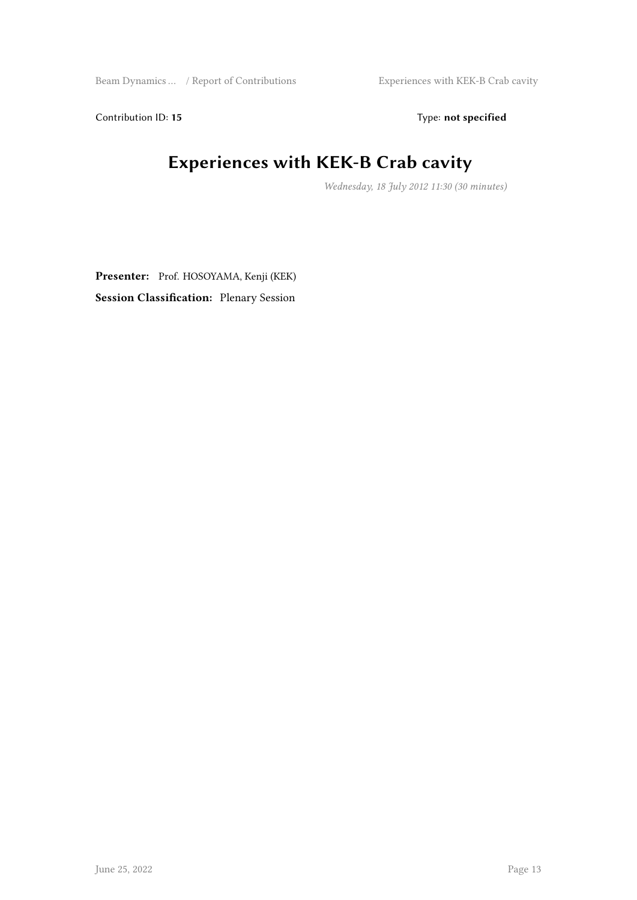Contribution ID: **15**

Type: **not specified**

# Experiences with KEK-B Crab cavity

*Wednesday, 18 July 2012 11:30 (30 minutes)*

**Presenter:** Prof. HOSOYAMA, Kenji (KEK)

**Session Classification:** Plenary Session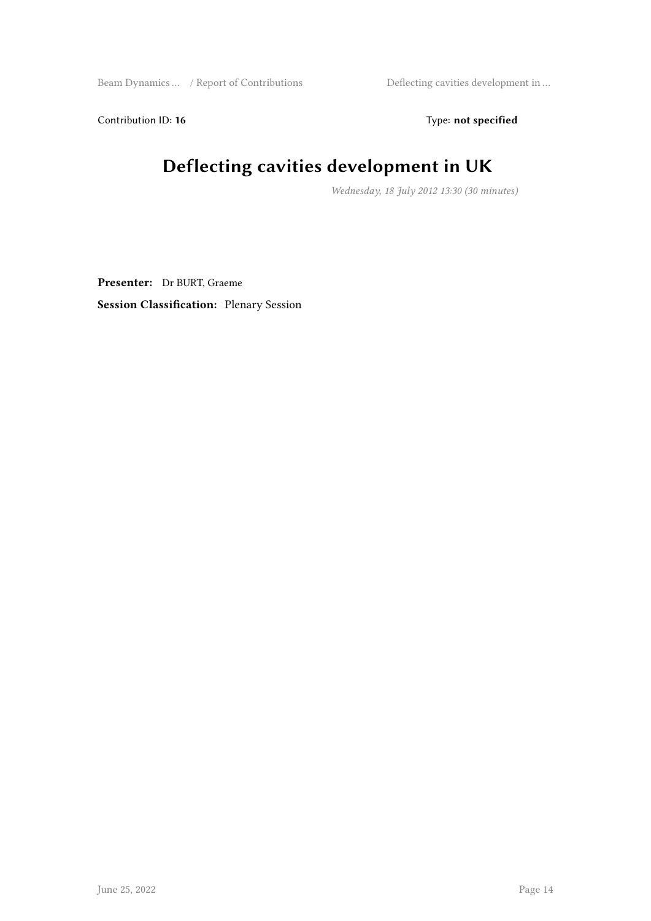Contribution ID: **16** Type: **not specified**

# Deflecting cavities development in UK

*Wednesday, 18 July 2012 13:30 (30 minutes)*

**Presenter:** Dr BURT, Graeme

**Session Classification:** Plenary Session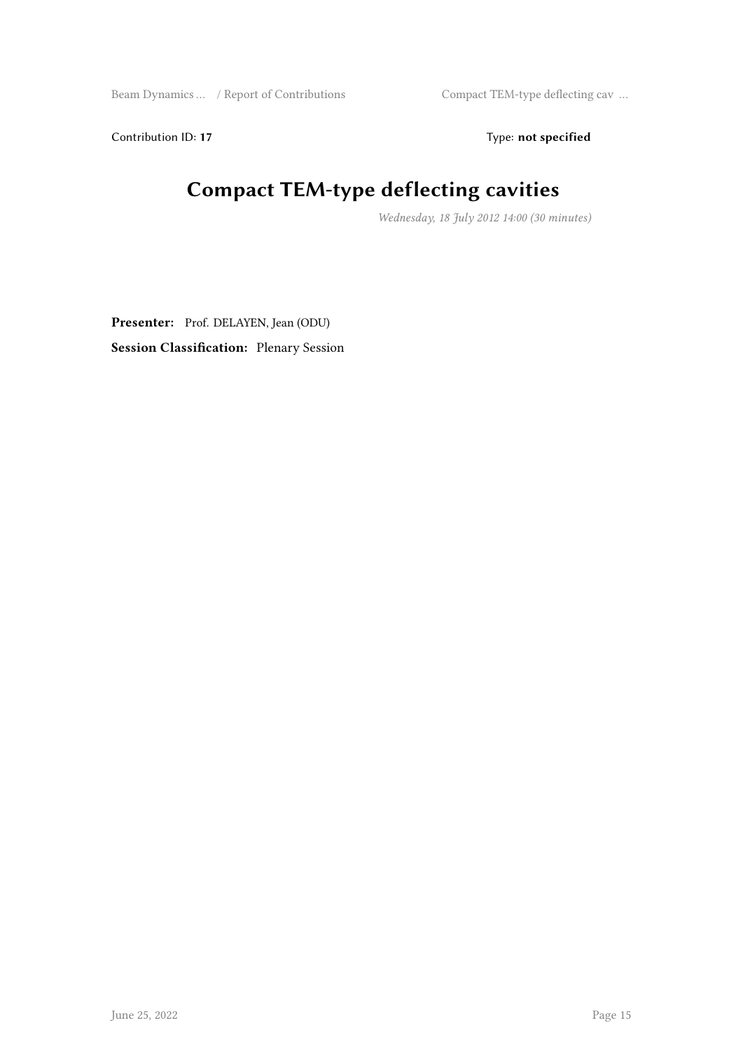Contribution ID: **17**

Type: **not specified**

# Compact TEM-type deflecting cavities

*Wednesday, 18 July 2012 14:00 (30 minutes)*

**Presenter:** Prof. DELAYEN, Jean (ODU)

**Session Classification:** Plenary Session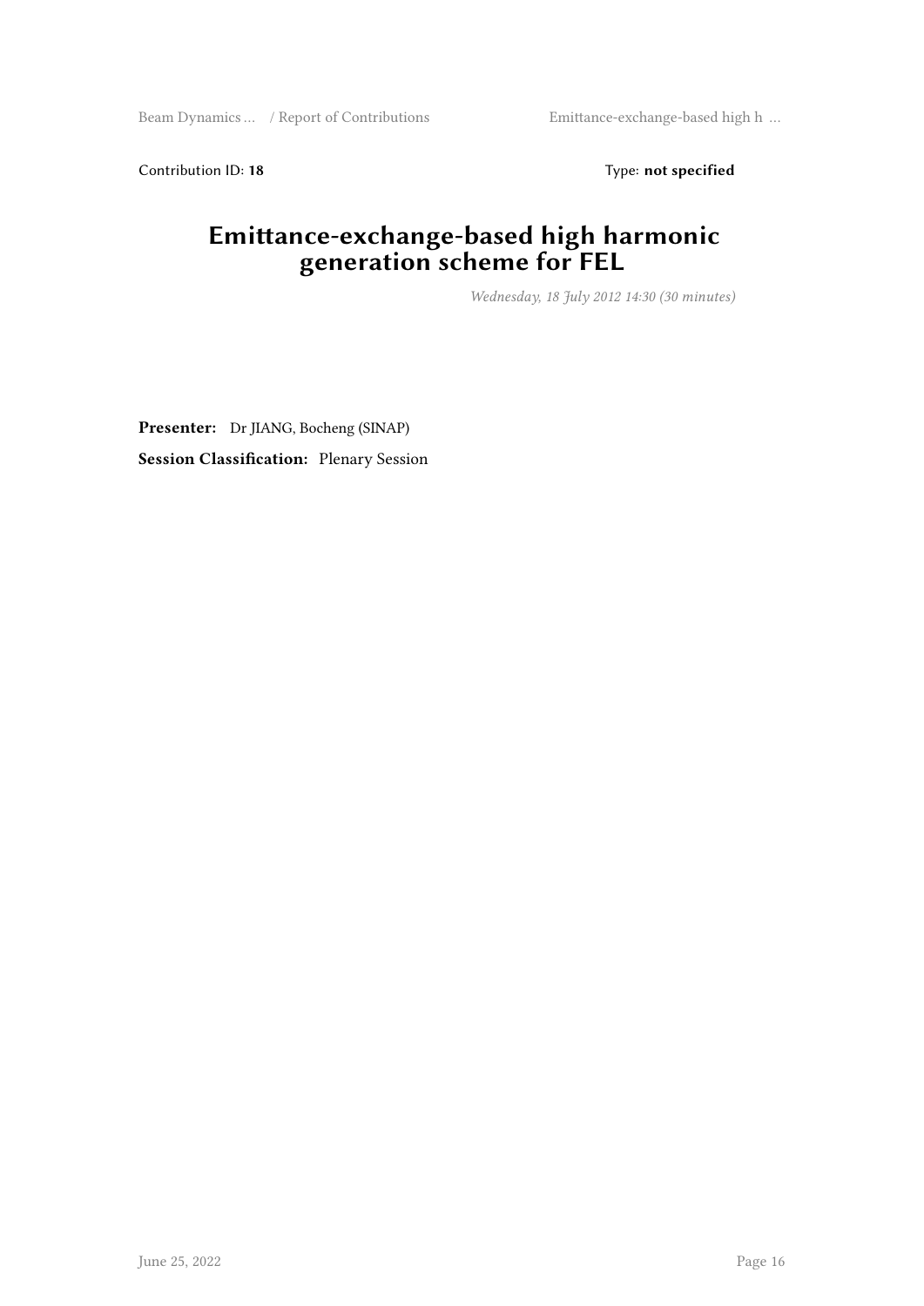Contribution ID: **18** Type: **not specified**

# Emittance-exchange-based high harmonic generation scheme for FEL

*Wednesday, 18 July 2012 14:30 (30 minutes)*

**Presenter:** Dr JIANG, Bocheng (SINAP)

**Session Classification:** Plenary Session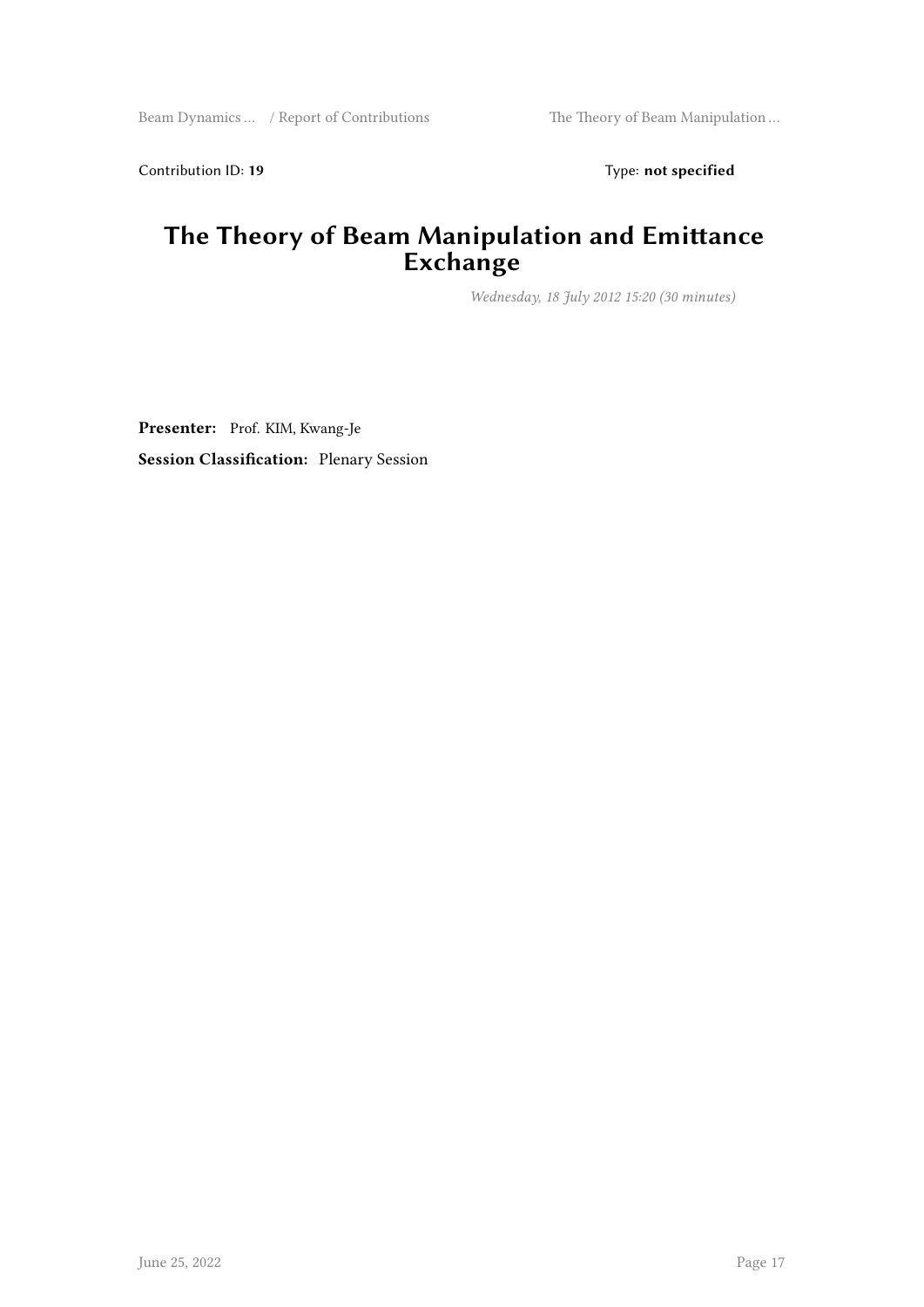Contribution ID: **19** Type: **not specified**

# The Theory of Beam Manipulation and Emittance Exchange

*Wednesday, 18 July 2012 15:20 (30 minutes)*

**Presenter:** Prof. KIM, Kwang-Je

**Session Classification:** Plenary Session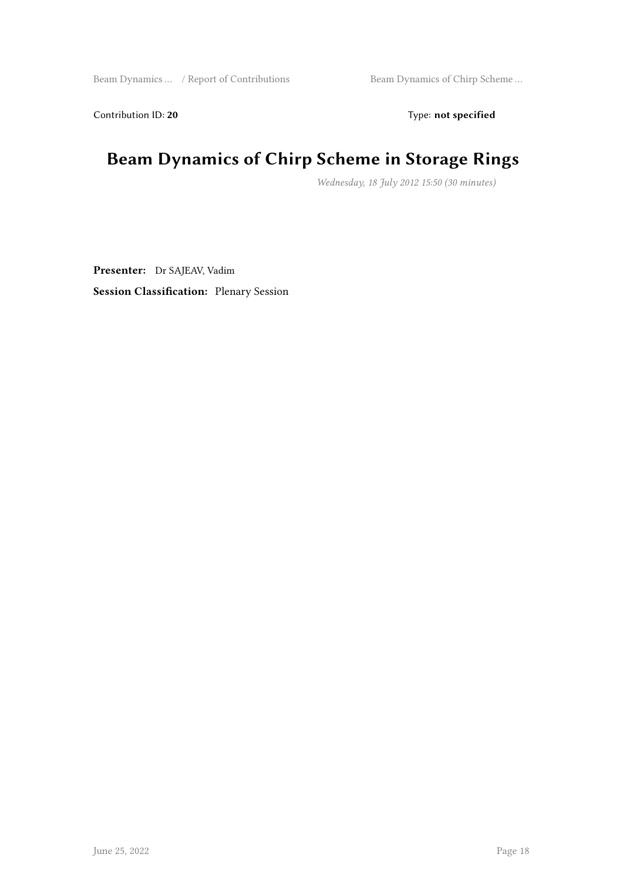Contribution ID: **20** Type: **not specified**

# Beam Dynamics of Chirp Scheme in Storage Rings

*Wednesday, 18 July 2012 15:50 (30 minutes)*

**Presenter:** Dr SAJEAV, Vadim

**Session Classification:** Plenary Session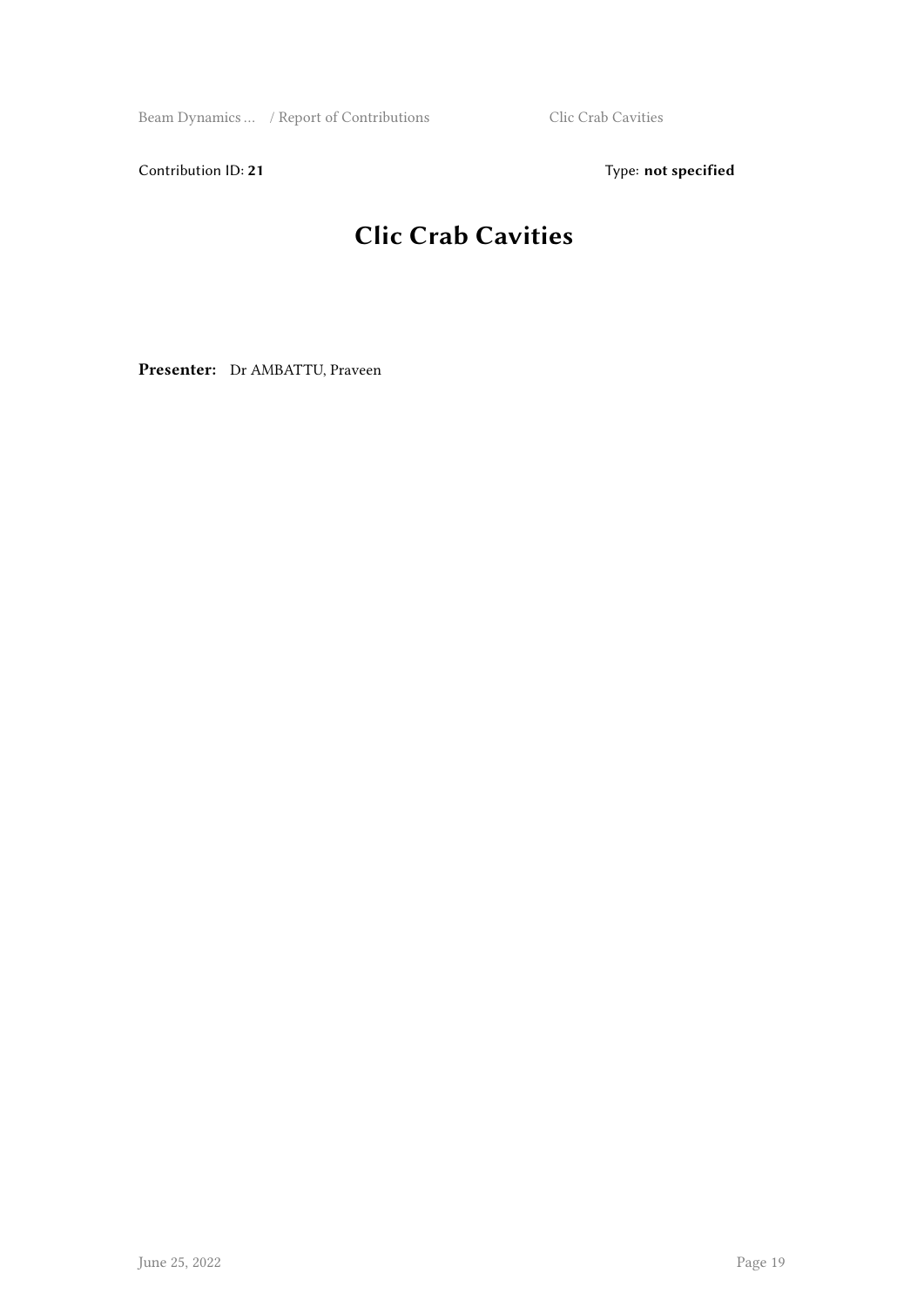Contribution ID: **21** Type: **not specified**

# Clic Crab Cavities

**Presenter:** Dr AMBATTU, Praveen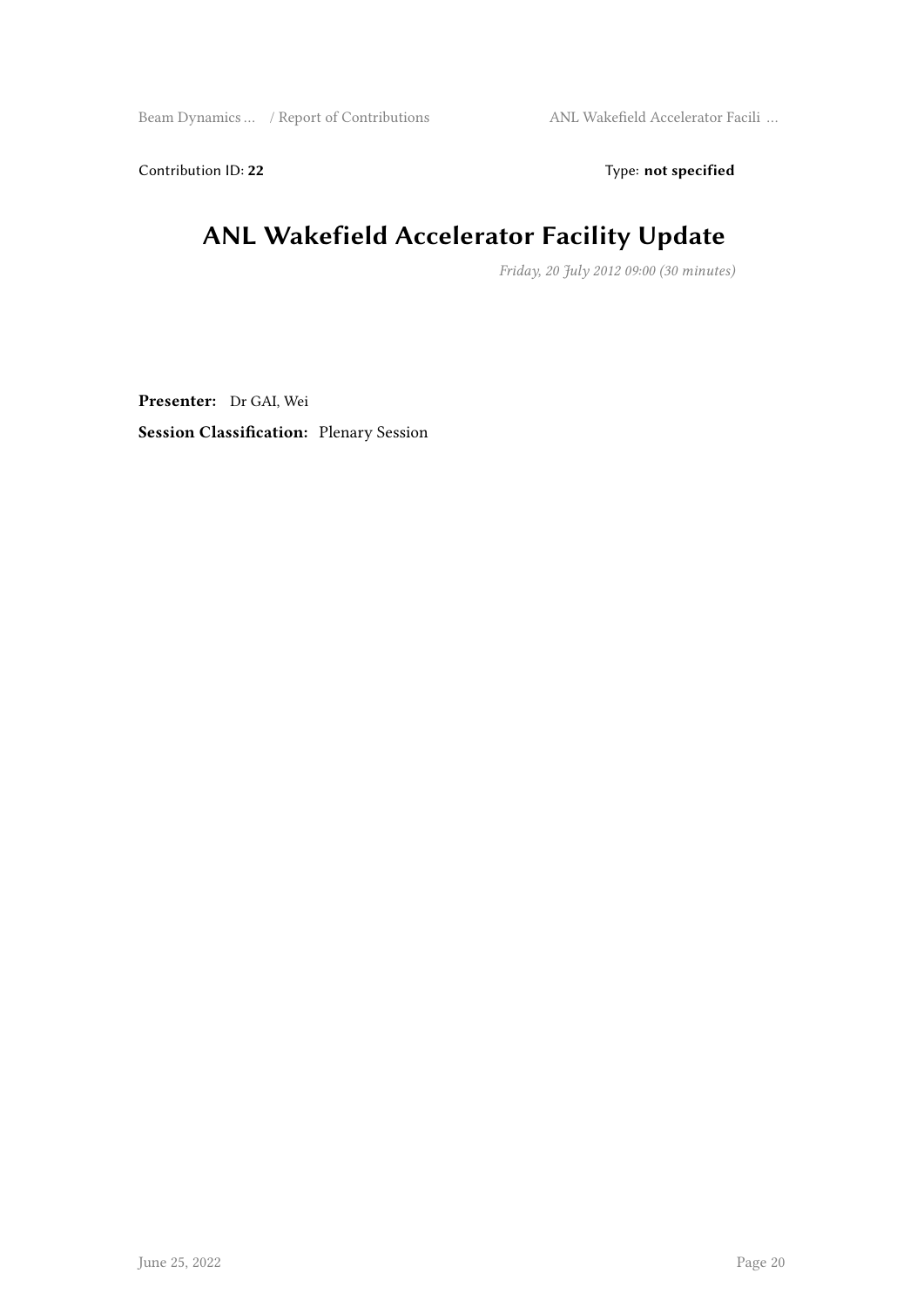Contribution ID: **22**

Type: **not specified**

# ANL Wakefield Accelerator Facility Update

*Friday, 20 July 2012 09:00 (30 minutes)*

**Presenter:** Dr GAI, Wei

**Session Classification:** Plenary Session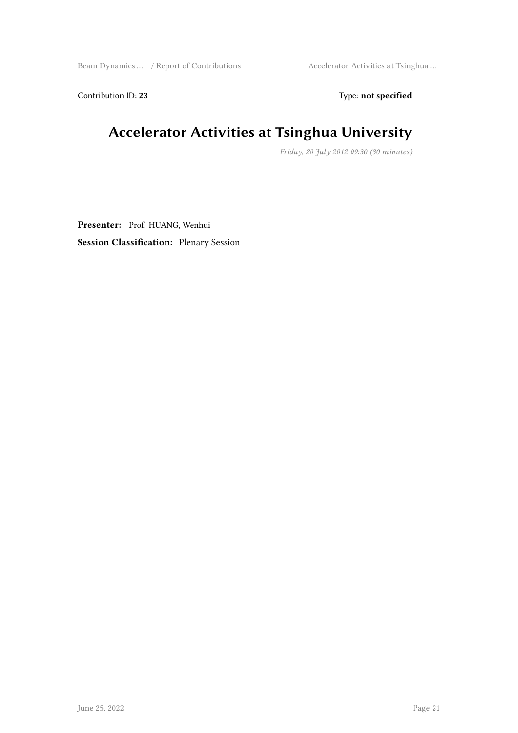Contribution ID: **23** Type: **not specified**

# Accelerator Activities at Tsinghua University

*Friday, 20 July 2012 09:30 (30 minutes)*

**Presenter:** Prof. HUANG, Wenhui

**Session Classification:** Plenary Session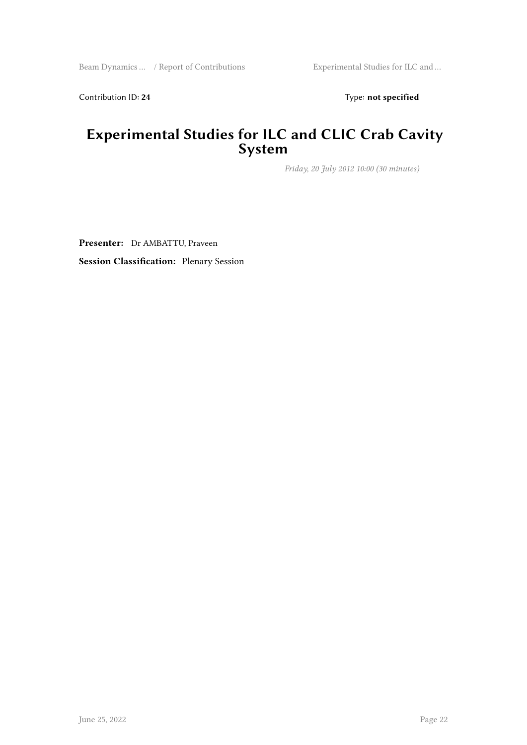Contribution ID: **24** Type: **not specified**

# Experimental Studies for ILC and CLIC Crab Cavity System

*Friday, 20 July 2012 10:00 (30 minutes)*

**Presenter:** Dr AMBATTU, Praveen

**Session Classification:** Plenary Session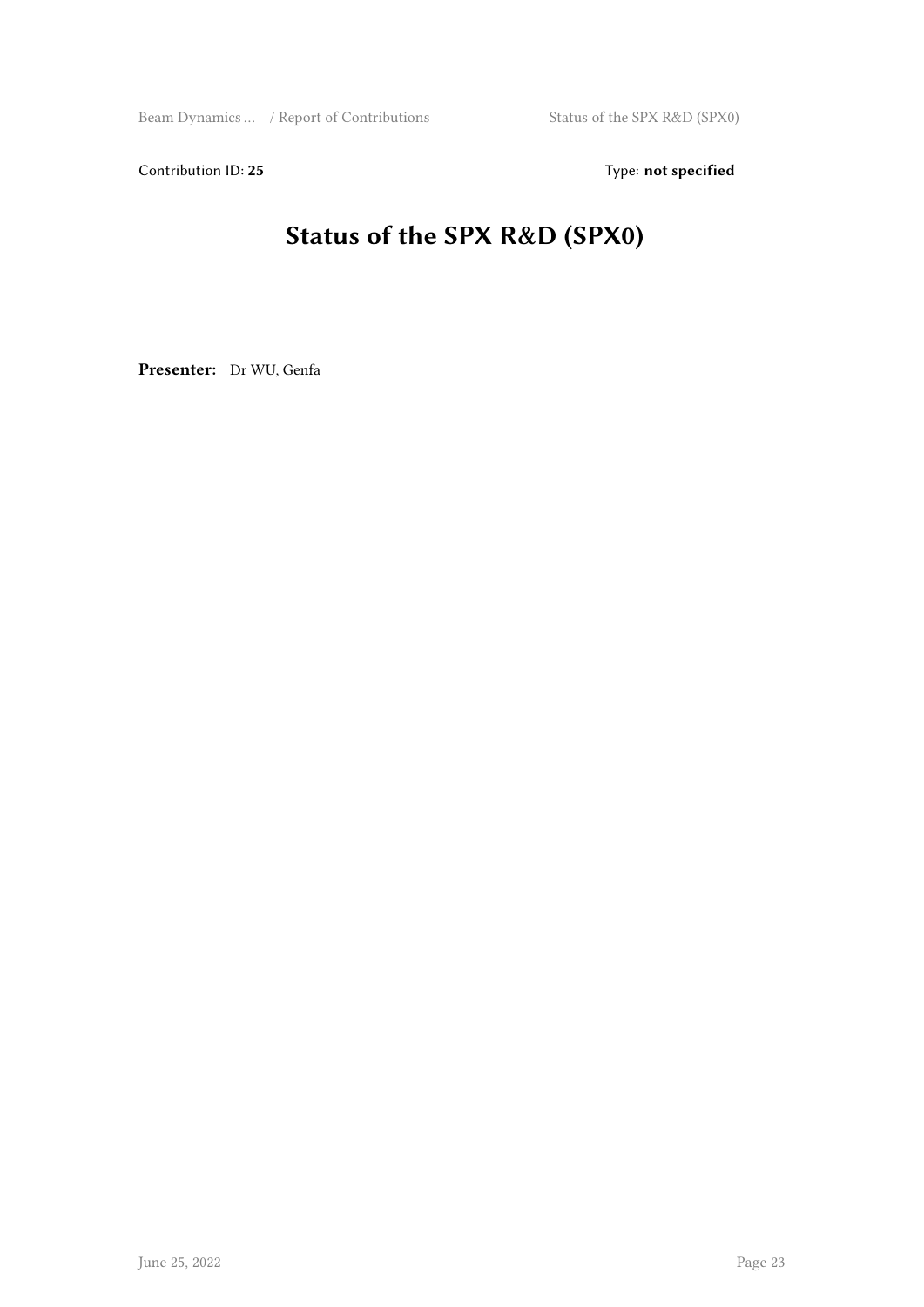Contribution ID: **25** Type: **not specified**

# Status of the SPX R&D (SPX0)

**Presenter:** Dr WU, Genfa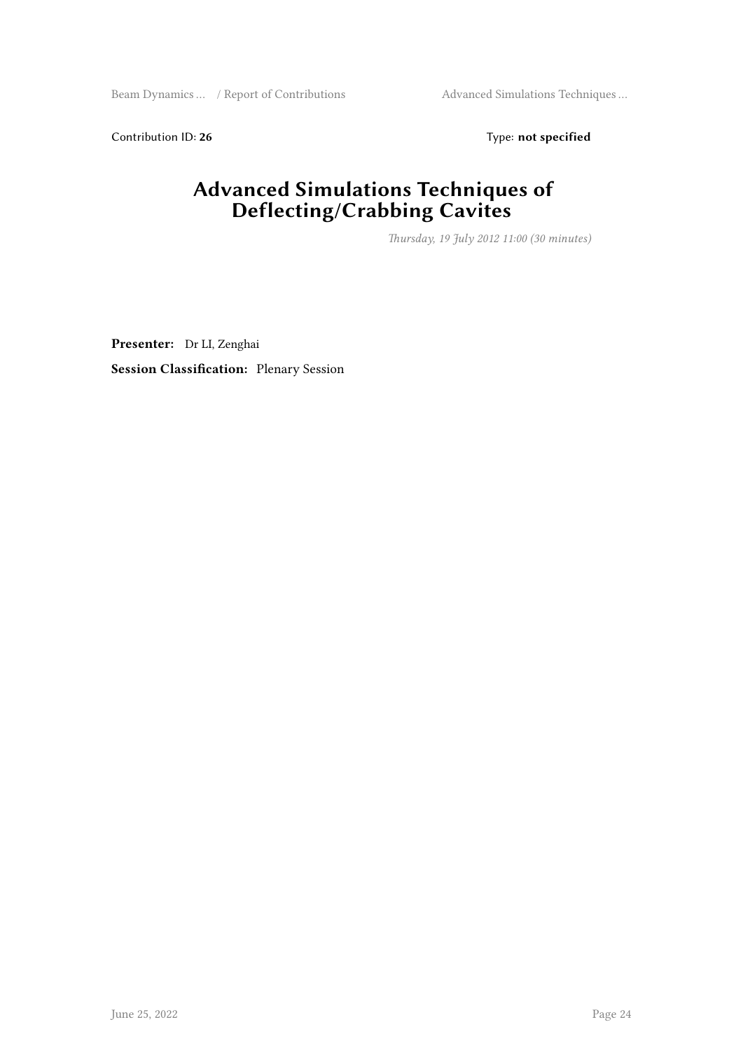Contribution ID: **26** Type: **not specified**

# Advanced Simulations Techniques of Deflecting/Crabbing Cavites

*Thursday, 19 July 2012 11:00 (30 minutes)*

**Presenter:** Dr LI, Zenghai

**Session Classification:** Plenary Session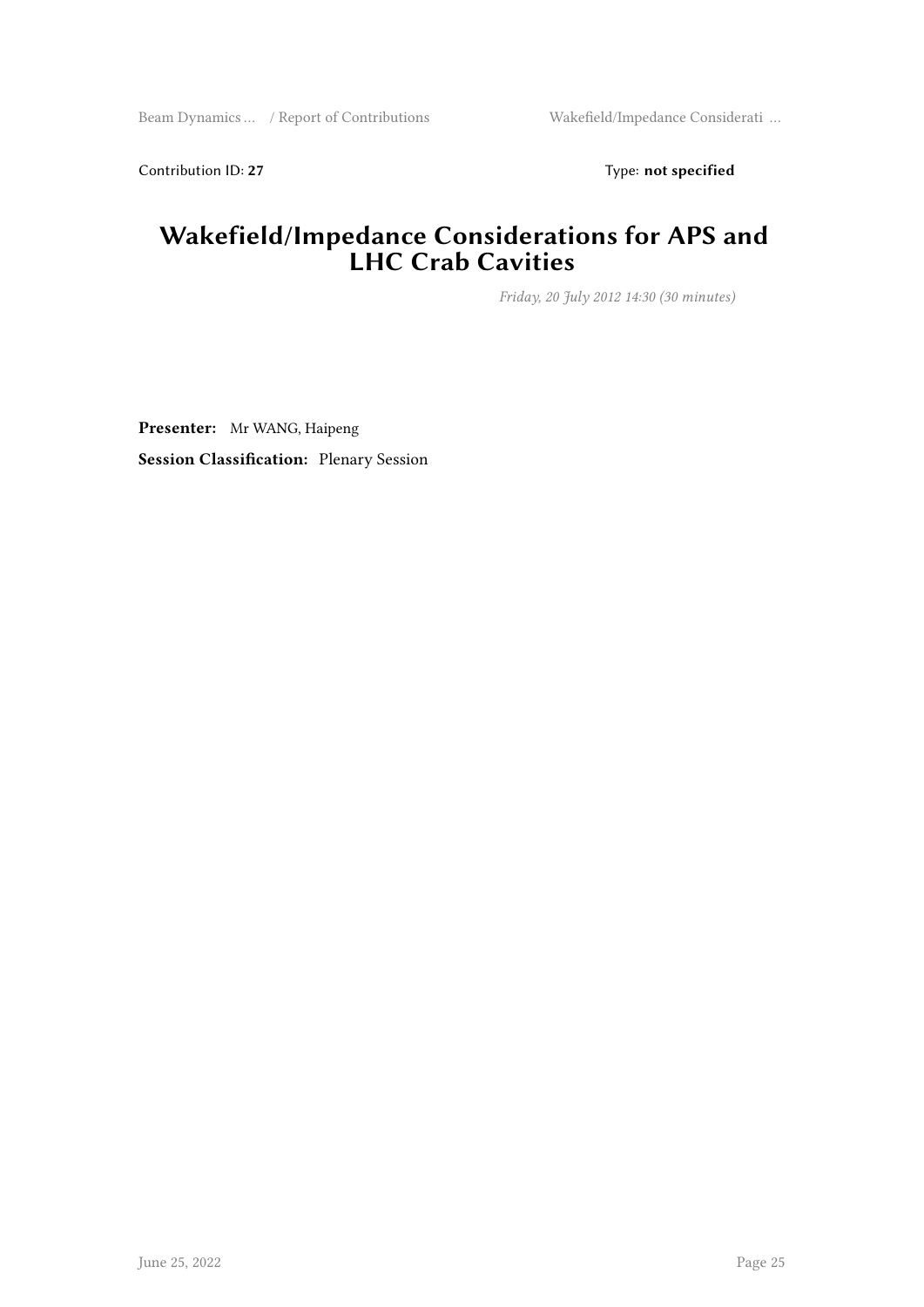Contribution ID: **27** Type: **not specified**

# Wakefield/Impedance Considerations for APS and LHC Crab Cavities

*Friday, 20 July 2012 14:30 (30 minutes)*

**Presenter:** Mr WANG, Haipeng

**Session Classification:** Plenary Session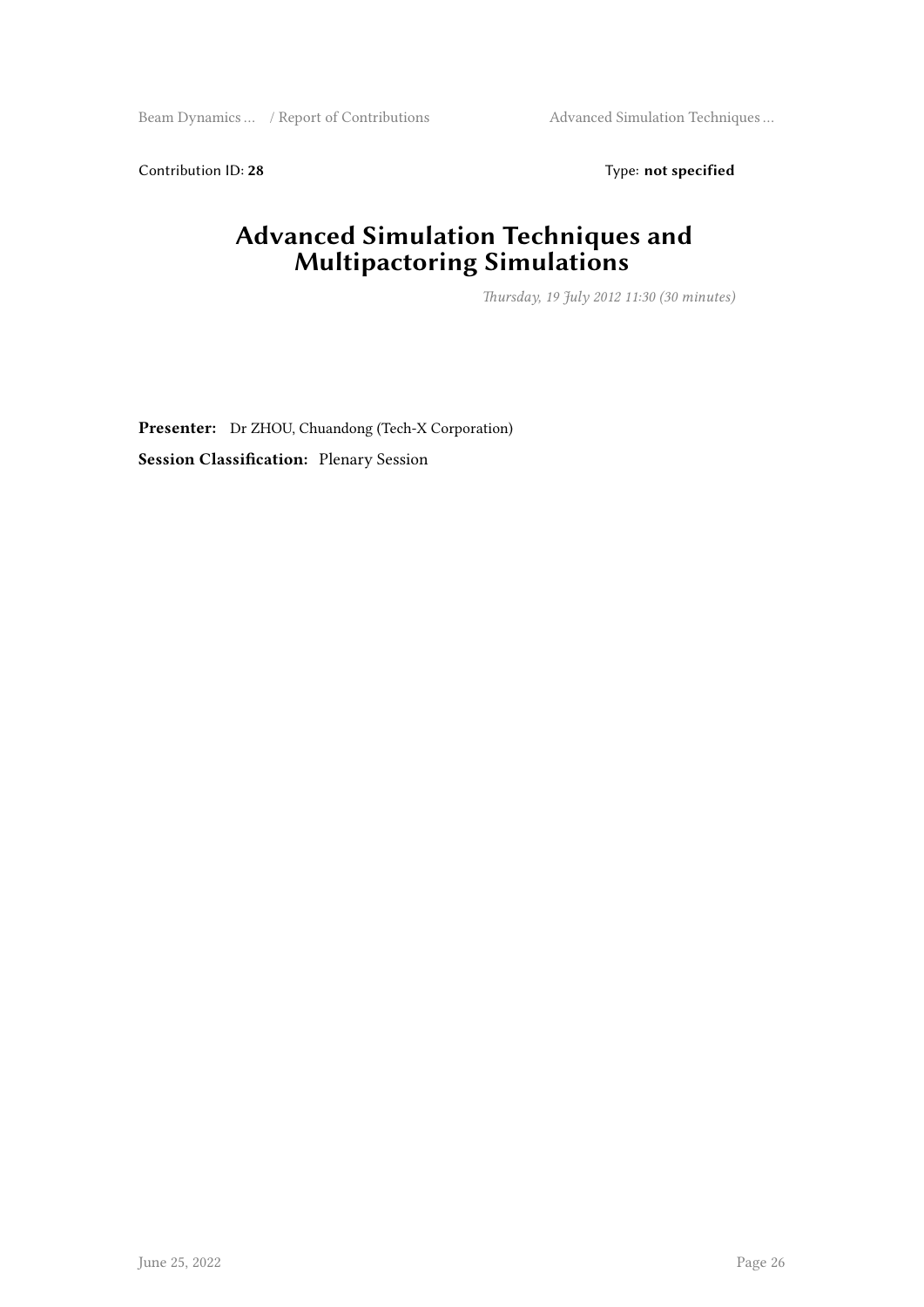Contribution ID: **28** Type: **not specified**

# Advanced Simulation Techniques and Multipactoring Simulations

*Thursday, 19 July 2012 11:30 (30 minutes)*

**Presenter:** Dr ZHOU, Chuandong (Tech-X Corporation)

**Session Classification:** Plenary Session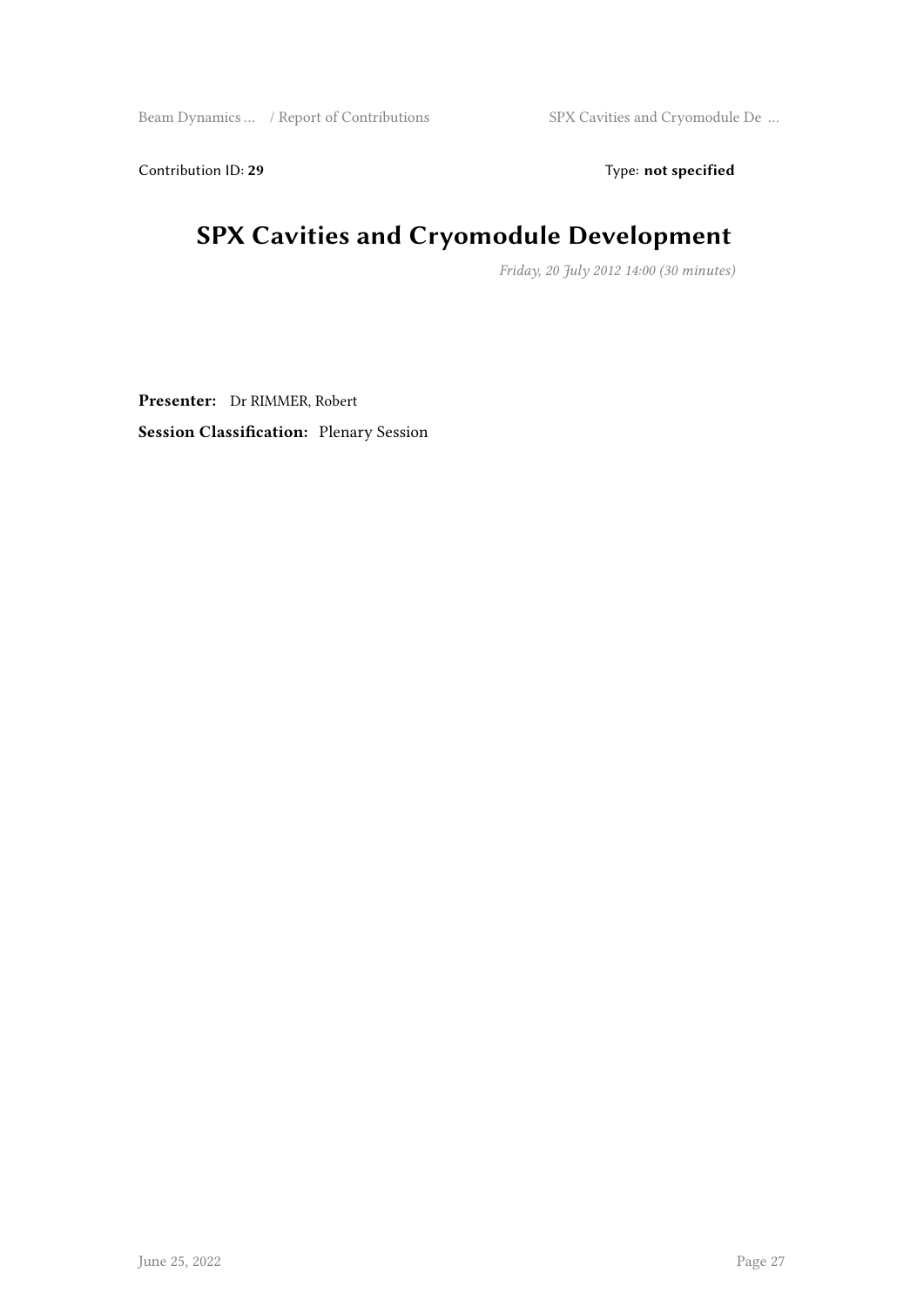Contribution ID: **29** Type: **not specified**

# SPX Cavities and Cryomodule Development

*Friday, 20 July 2012 14:00 (30 minutes)*

**Presenter:** Dr RIMMER, Robert

**Session Classification:** Plenary Session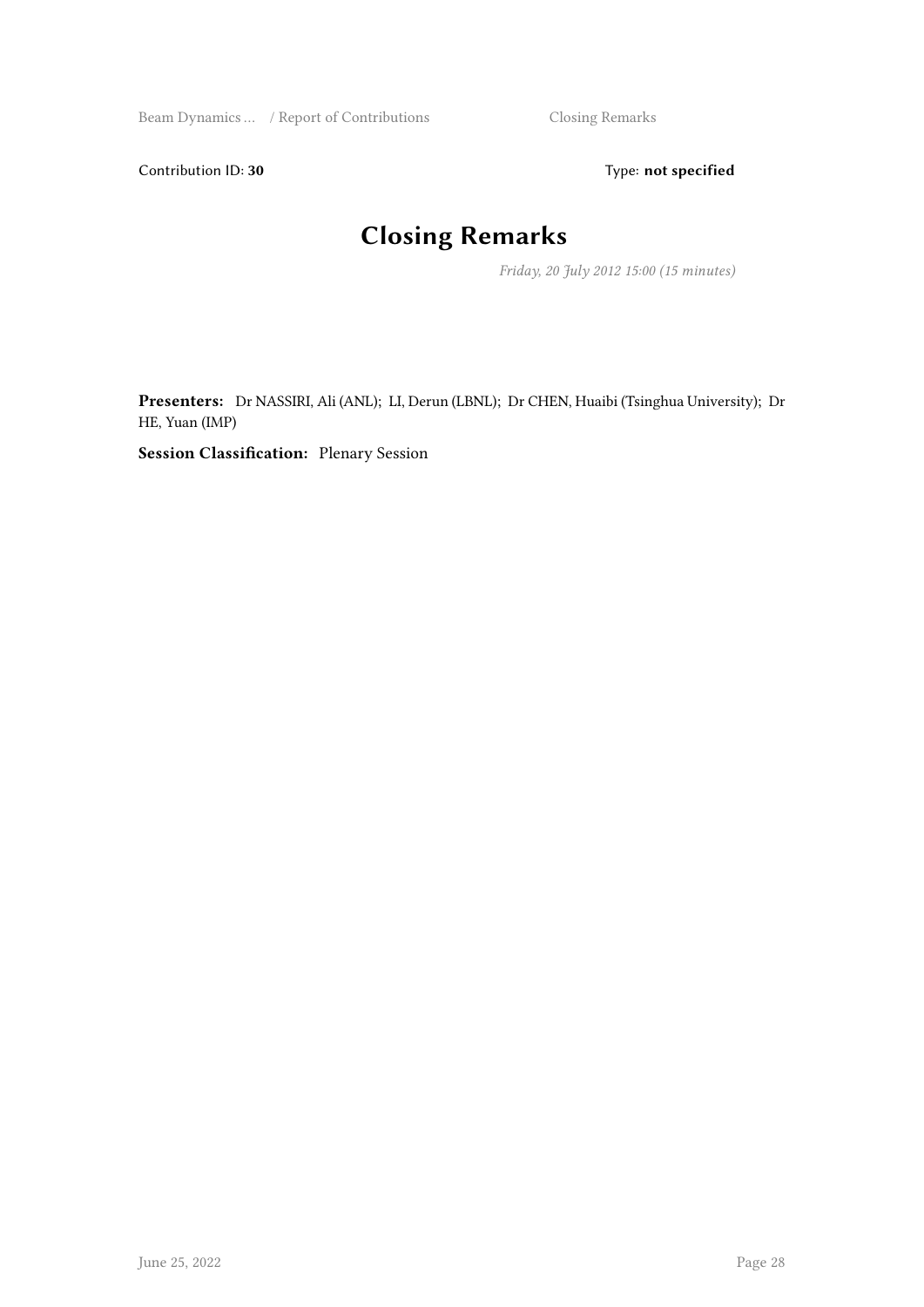Contribution ID: **30** Type: **not specified**

# Closing Remarks

*Friday, 20 July 2012 15:00 (15 minutes)*

**Presenters:** Dr NASSIRI, Ali (ANL); LI, Derun (LBNL); Dr CHEN, Huaibi (Tsinghua University); Dr HE, Yuan (IMP)

**Session Classification:** Plenary Session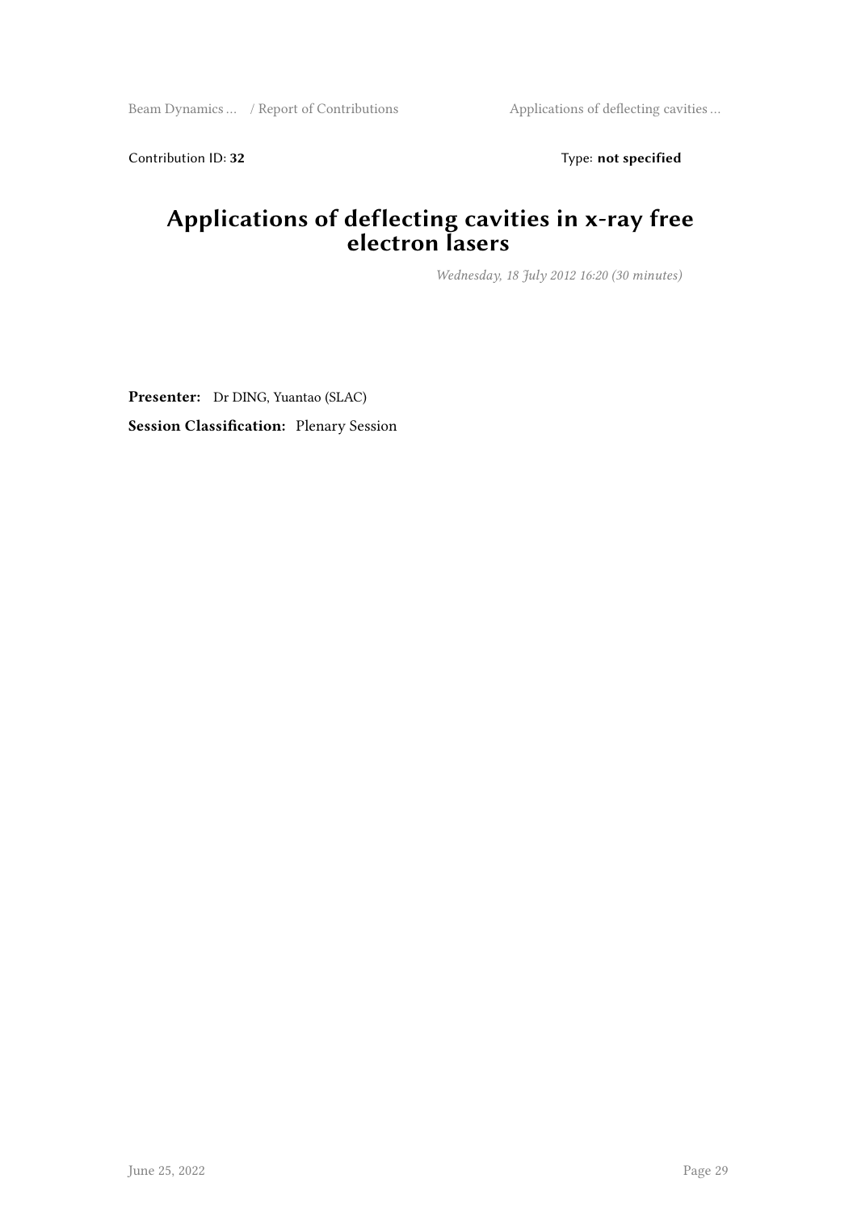Contribution ID: **32** Type: **not specified**

# Applications of deflecting cavities in x-ray free electron lasers

*Wednesday, 18 July 2012 16:20 (30 minutes)*

**Presenter:** Dr DING, Yuantao (SLAC)

**Session Classification:** Plenary Session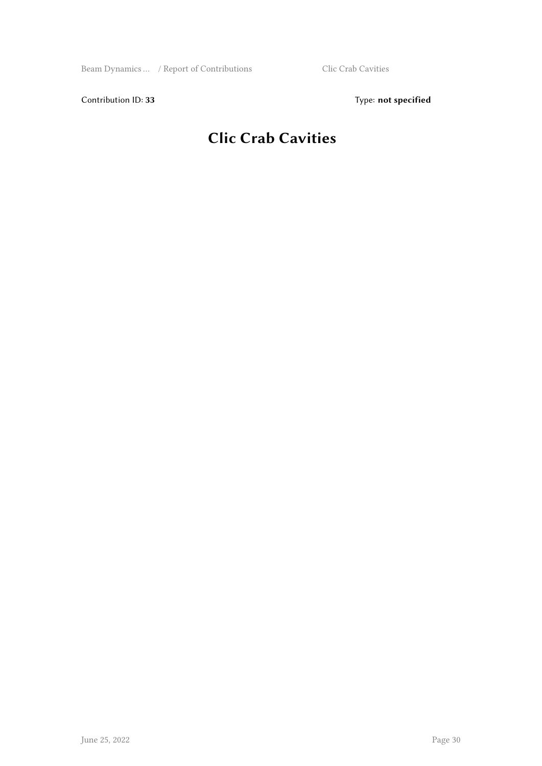Contribution ID: **33**

Type: **not specified**

# Clic Crab Cavities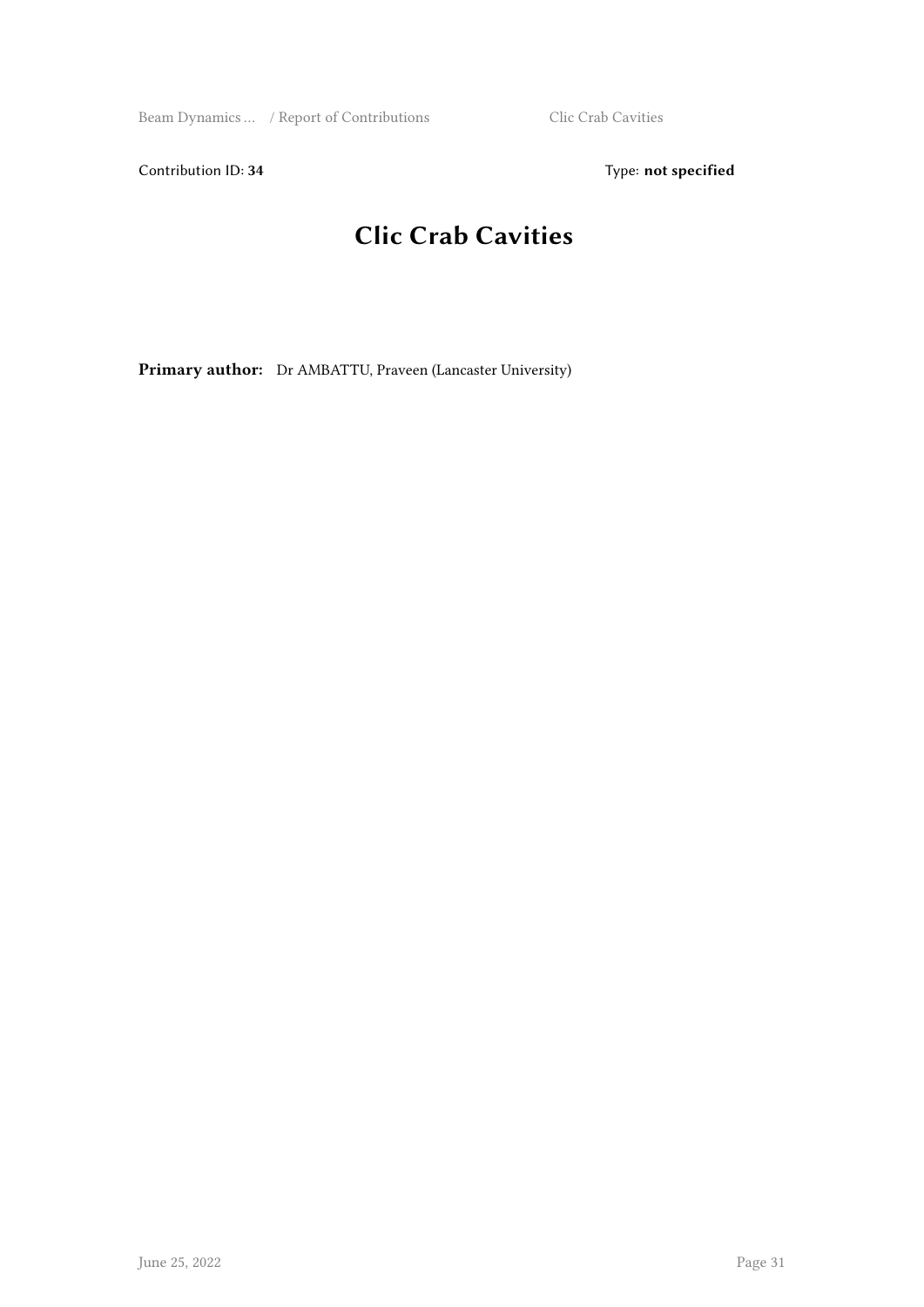Contribution ID: **34**

Type: **not specified**

# Clic Crab Cavities

**Primary author:** Dr AMBATTU, Praveen (Lancaster University)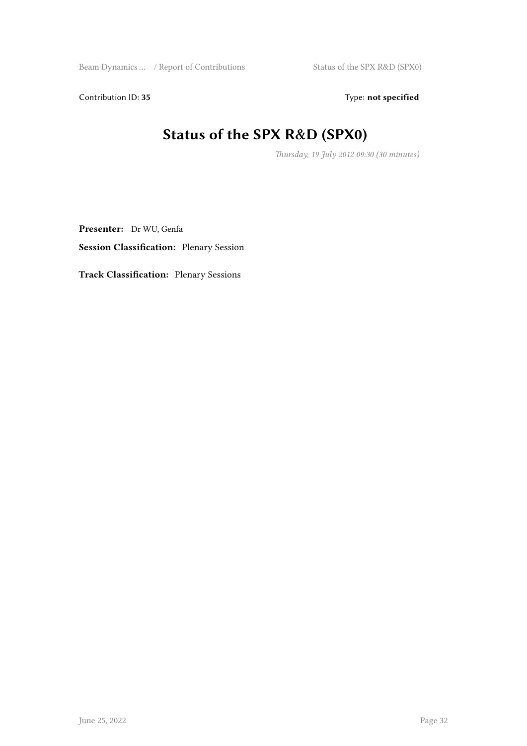Contribution ID: **35**

Type: **not specified**

# Status of the SPX R&D (SPX0)

*Thursday, 19 July 2012 09:30 (30 minutes)*

**Presenter:** Dr WU, Genfa

**Session Classification:** Plenary Session

**Track Classification:** Plenary Sessions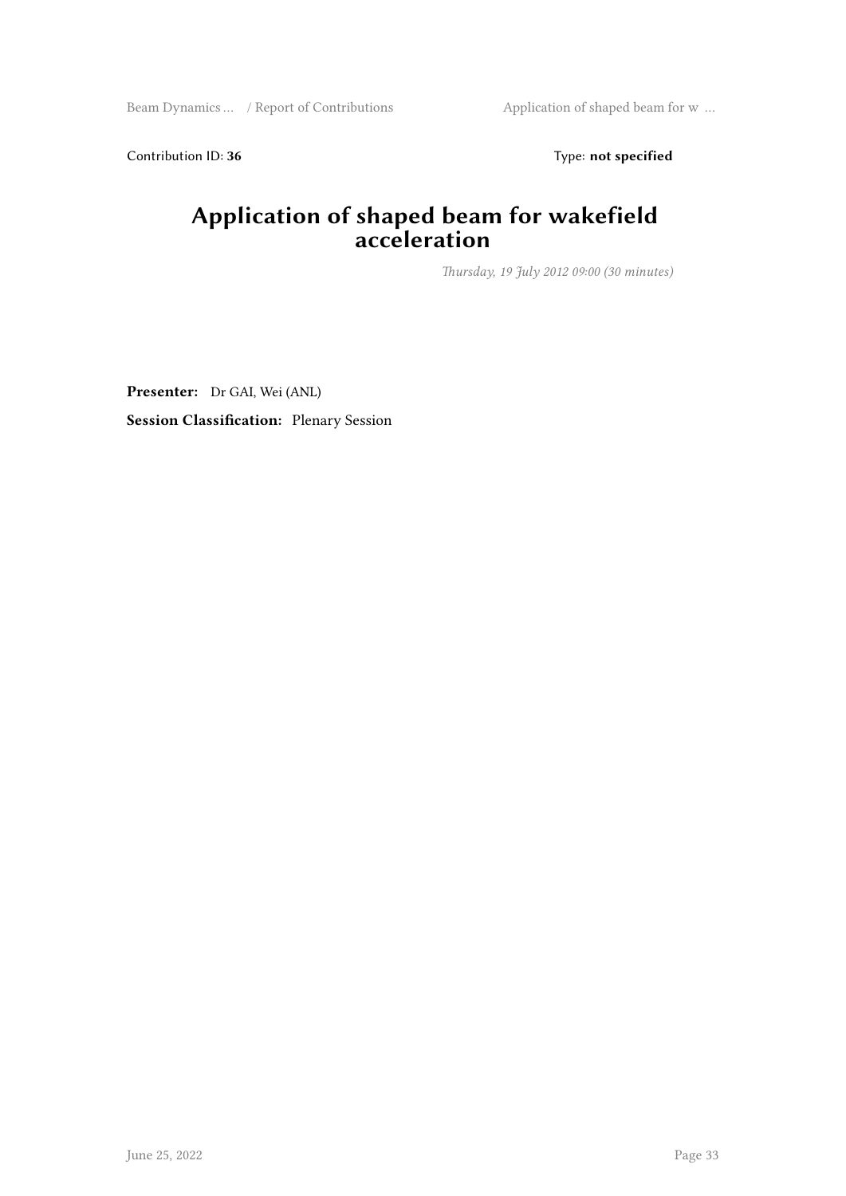Contribution ID: **36** Type: **not specified**

# Application of shaped beam for wakefield acceleration

*Thursday, 19 July 2012 09:00 (30 minutes)*

**Presenter:** Dr GAI, Wei (ANL)

**Session Classification:** Plenary Session